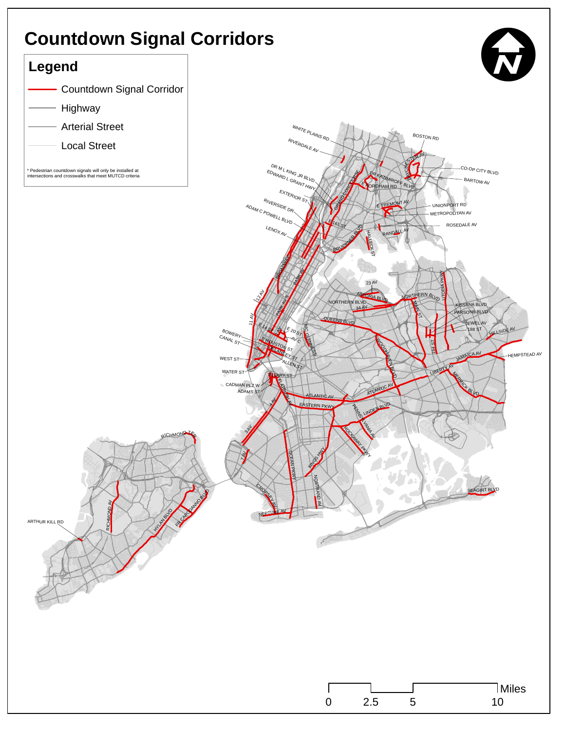# Countdown Signal Corridors

## Legend

- Countdown Signal Corridor
- Highway
- Arterial Street
- Local Street

\* Pedestrian countdown signals will only be installed at intersections and crosswalks that meet MUTCD criteria

WHITE PLAINS RD
RIVERDALE AV
BOSTON RD
PELHAM PKWY
BAYCHESTER AV
CO-OP CITY BLVD
DR M L KING JR BLVD
EDWARD L GRANT HWY
DR KAZIMIROFF BLVD
BARTOW AV
GRAND CONCOURSE
E FORDHAM RD
EXTERIOR ST
RIVERSIDE DR
E TREMONT AV
UNIONPORT RD
ADAM C POWELL BLVD
METROPOLITAN AV
E 161 ST
ROSEDALE AV
LENOX AV
RANDALL AV
BRUCKNER BLVD
HALLECK ST
BROADWAY
PARK AV
UTOPIA PKWY
23 AV
12 AV
ASTORIA BLVD
NORTHERN BLVD
PARK AV S
NORTHERN BLVD
34 AV
MAIN ST
KISSENA BLVD
PARSONS BLVD
11 AV
QUEENS BLVD
E 14 ST
E 20 ST
JEWEL AV
188 ST
HILLSIDE AV
BOWERY
AV C
MC GUINNESS
CANAL ST
E HOUSTON ST
DELANCEY ST
164 ST
WOODHAVEN BLVD
JAMAICA AV
HEMPSTEAD AV
WEST ST
ALLEN ST
WATER ST
TILLARY ST
LIBERTY AV
MERRICK BLVD
CADMAN PLZ W
FLATBUSH AV
ADAMS ST
ATLANTIC AV
ATLANTIC AV
4 AV
EASTERN PKWY
LINDEN BLVD
PENNSYLVANIA AV
3 AV
RICHMOND TER
ROCKAWAY PKWY
7 AV
KINGS HWY
OCEAN PKWY
NOSTRAND AV
SEAGIRT BLVD
CROPSEY AV
FR CAPODANNO BLVD
RICHMOND AV
NEPTUNE AV
HYLAN BLVD
ARTHUR KILL RD

0 | 2.5 | 5 | 10 Miles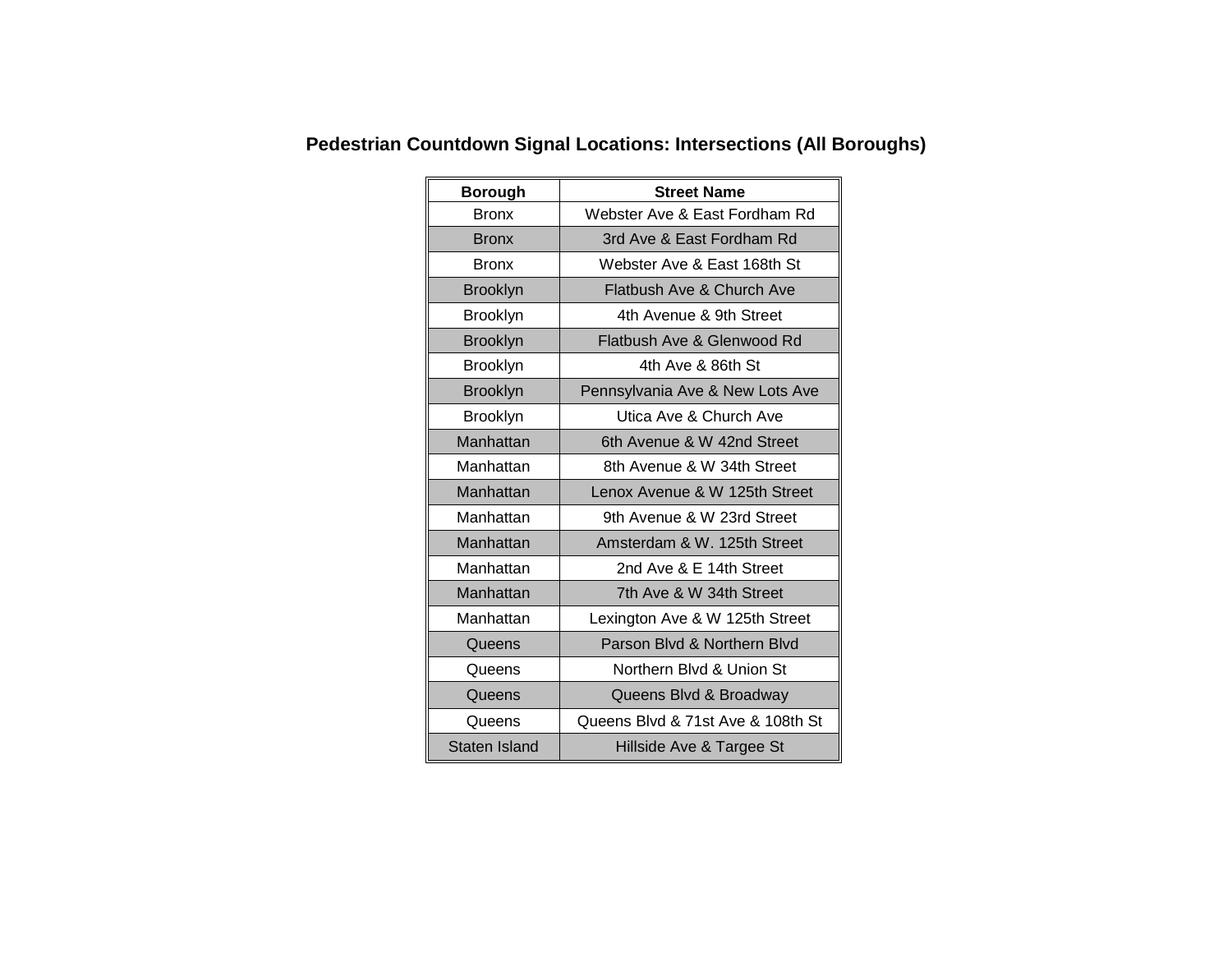## Pedestrian Countdown Signal Locations: Intersections (All Boroughs)

| Borough | Street Name |
|---|---|
| Bronx | Webster Ave & East Fordham Rd |
| Bronx | 3rd Ave & East Fordham Rd |
| Bronx | Webster Ave & East 168th St |
| Brooklyn | Flatbush Ave & Church Ave |
| Brooklyn | 4th Avenue & 9th Street |
| Brooklyn | Flatbush Ave & Glenwood Rd |
| Brooklyn | 4th Ave & 86th St |
| Brooklyn | Pennsylvania Ave & New Lots Ave |
| Brooklyn | Utica Ave & Church Ave |
| Manhattan | 6th Avenue & W 42nd Street |
| Manhattan | 8th Avenue & W 34th Street |
| Manhattan | Lenox Avenue & W 125th Street |
| Manhattan | 9th Avenue & W 23rd Street |
| Manhattan | Amsterdam & W. 125th Street |
| Manhattan | 2nd Ave & E 14th Street |
| Manhattan | 7th Ave & W 34th Street |
| Manhattan | Lexington Ave & W 125th Street |
| Queens | Parson Blvd & Northern Blvd |
| Queens | Northern Blvd & Union St |
| Queens | Queens Blvd & Broadway |
| Queens | Queens Blvd & 71st Ave & 108th St |
| Staten Island | Hillside Ave & Targee St |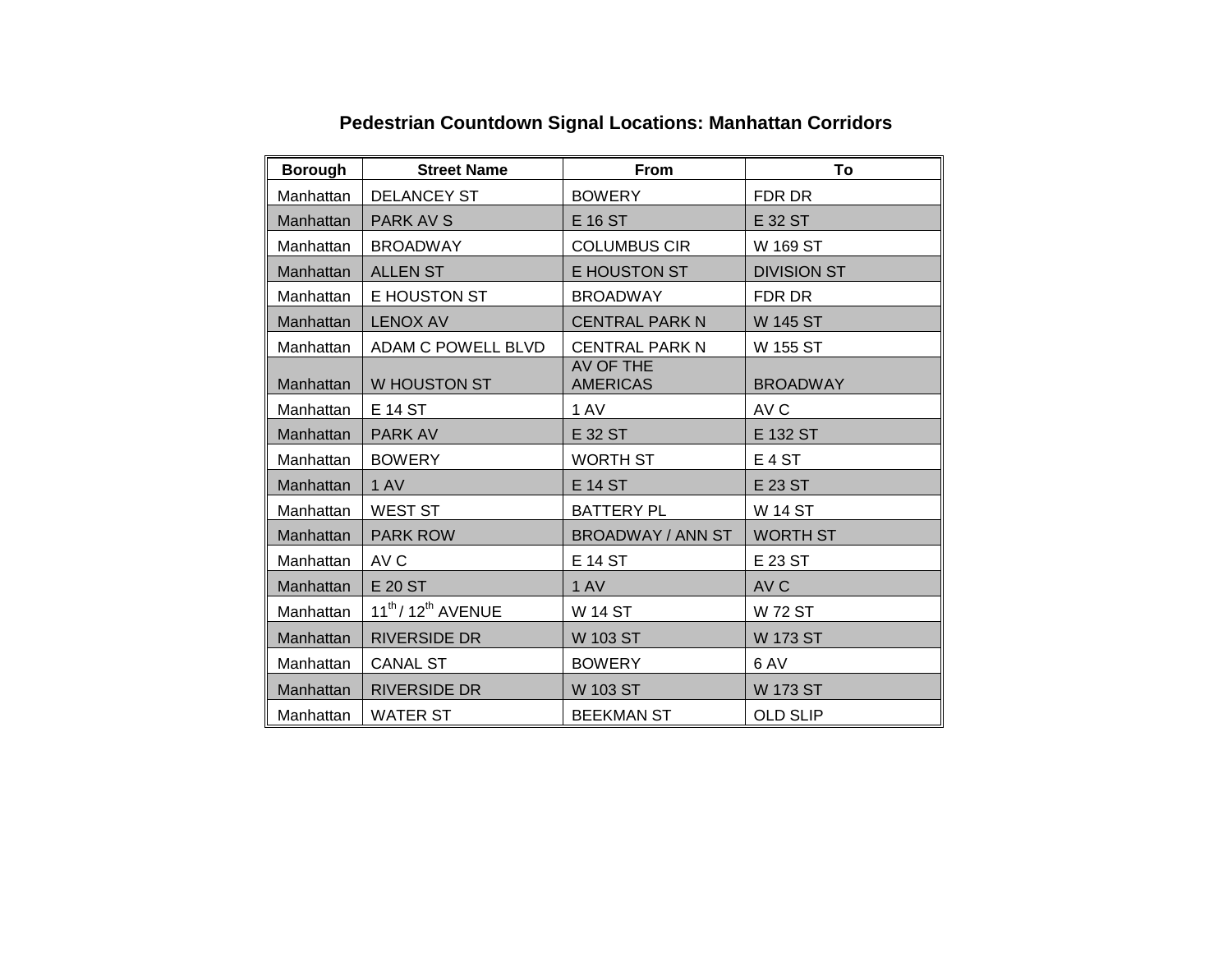# Pedestrian Countdown Signal Locations: Manhattan Corridors

| Borough | Street Name | From | To |
|---|---|---|---|
| Manhattan | DELANCEY ST | BOWERY | FDR DR |
| Manhattan | PARK AV S | E 16 ST | E 32 ST |
| Manhattan | BROADWAY | COLUMBUS CIR | W 169 ST |
| Manhattan | ALLEN ST | E HOUSTON ST | DIVISION ST |
| Manhattan | E HOUSTON ST | BROADWAY | FDR DR |
| Manhattan | LENOX AV | CENTRAL PARK N | W 145 ST |
| Manhattan | ADAM C POWELL BLVD | CENTRAL PARK N | W 155 ST |
| Manhattan | W HOUSTON ST | AV OF THE AMERICAS | BROADWAY |
| Manhattan | E 14 ST | 1 AV | AV C |
| Manhattan | PARK AV | E 32 ST | E 132 ST |
| Manhattan | BOWERY | WORTH ST | E 4 ST |
| Manhattan | 1 AV | E 14 ST | E 23 ST |
| Manhattan | WEST ST | BATTERY PL | W 14 ST |
| Manhattan | PARK ROW | BROADWAY / ANN ST | WORTH ST |
| Manhattan | AV C | E 14 ST | E 23 ST |
| Manhattan | E 20 ST | 1 AV | AV C |
| Manhattan | 11th / 12th AVENUE | W 14 ST | W 72 ST |
| Manhattan | RIVERSIDE DR | W 103 ST | W 173 ST |
| Manhattan | CANAL ST | BOWERY | 6 AV |
| Manhattan | RIVERSIDE DR | W 103 ST | W 173 ST |
| Manhattan | WATER ST | BEEKMAN ST | OLD SLIP |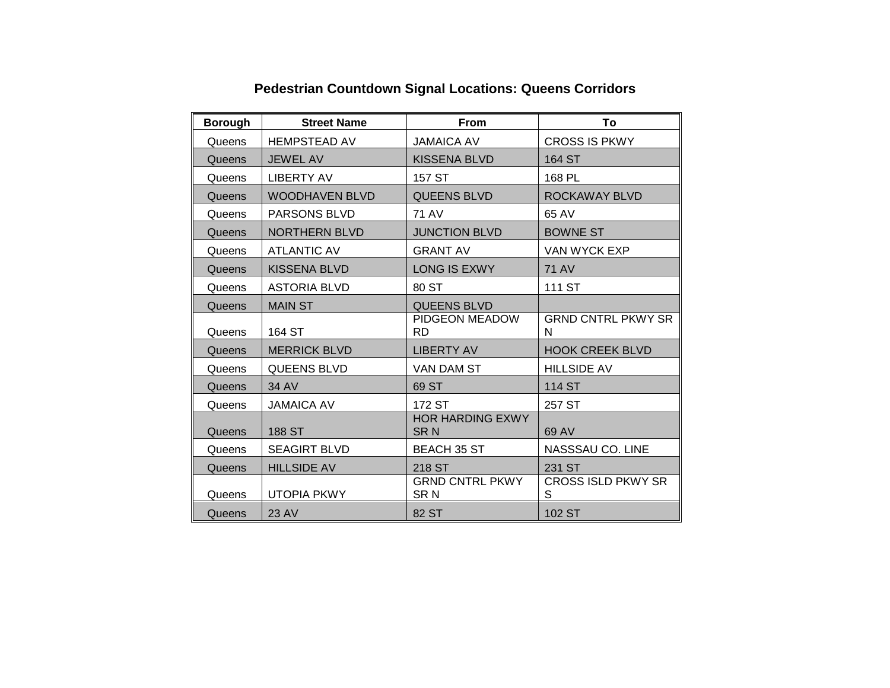## Pedestrian Countdown Signal Locations: Queens Corridors

| Borough | Street Name | From | To |
|---|---|---|---|
| Queens | HEMPSTEAD AV | JAMAICA AV | CROSS IS PKWY |
| Queens | JEWEL AV | KISSENA BLVD | 164 ST |
| Queens | LIBERTY AV | 157 ST | 168 PL |
| Queens | WOODHAVEN BLVD | QUEENS BLVD | ROCKAWAY BLVD |
| Queens | PARSONS BLVD | 71 AV | 65 AV |
| Queens | NORTHERN BLVD | JUNCTION BLVD | BOWNE ST |
| Queens | ATLANTIC AV | GRANT AV | VAN WYCK EXP |
| Queens | KISSENA BLVD | LONG IS EXWY | 71 AV |
| Queens | ASTORIA BLVD | 80 ST | 111 ST |
| Queens | MAIN ST | QUEENS BLVD | |
| Queens | 164 ST | PIDGEON MEADOW RD | GRND CNTRL PKWY SR N |
| Queens | MERRICK BLVD | LIBERTY AV | HOOK CREEK BLVD |
| Queens | QUEENS BLVD | VAN DAM ST | HILLSIDE AV |
| Queens | 34 AV | 69 ST | 114 ST |
| Queens | JAMAICA AV | 172 ST | 257 ST |
| Queens | 188 ST | HOR HARDING EXWY SR N | 69 AV |
| Queens | SEAGIRT BLVD | BEACH 35 ST | NASSSAU CO. LINE |
| Queens | HILLSIDE AV | 218 ST | 231 ST |
| Queens | UTOPIA PKWY | GRND CNTRL PKWY SR N | CROSS ISLD PKWY SR S |
| Queens | 23 AV | 82 ST | 102 ST |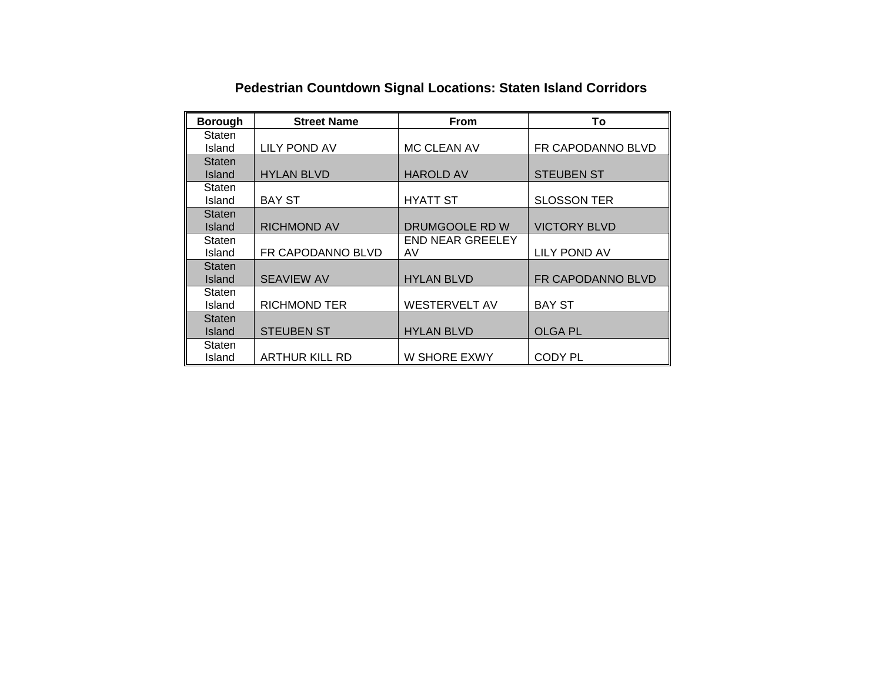## Pedestrian Countdown Signal Locations: Staten Island Corridors

| Borough | Street Name | From | To |
| --- | --- | --- | --- |
| Staten Island | LILY POND AV | MC CLEAN AV | FR CAPODANNO BLVD |
| Staten Island | HYLAN BLVD | HAROLD AV | STEUBEN ST |
| Staten Island | BAY ST | HYATT ST | SLOSSON TER |
| Staten Island | RICHMOND AV | DRUMGOOLE RD W | VICTORY BLVD |
| Staten Island | FR CAPODANNO BLVD | END NEAR GREELEY AV | LILY POND AV |
| Staten Island | SEAVIEW AV | HYLAN BLVD | FR CAPODANNO BLVD |
| Staten Island | RICHMOND TER | WESTERVELT AV | BAY ST |
| Staten Island | STEUBEN ST | HYLAN BLVD | OLGA PL |
| Staten Island | ARTHUR KILL RD | W SHORE EXWY | CODY PL |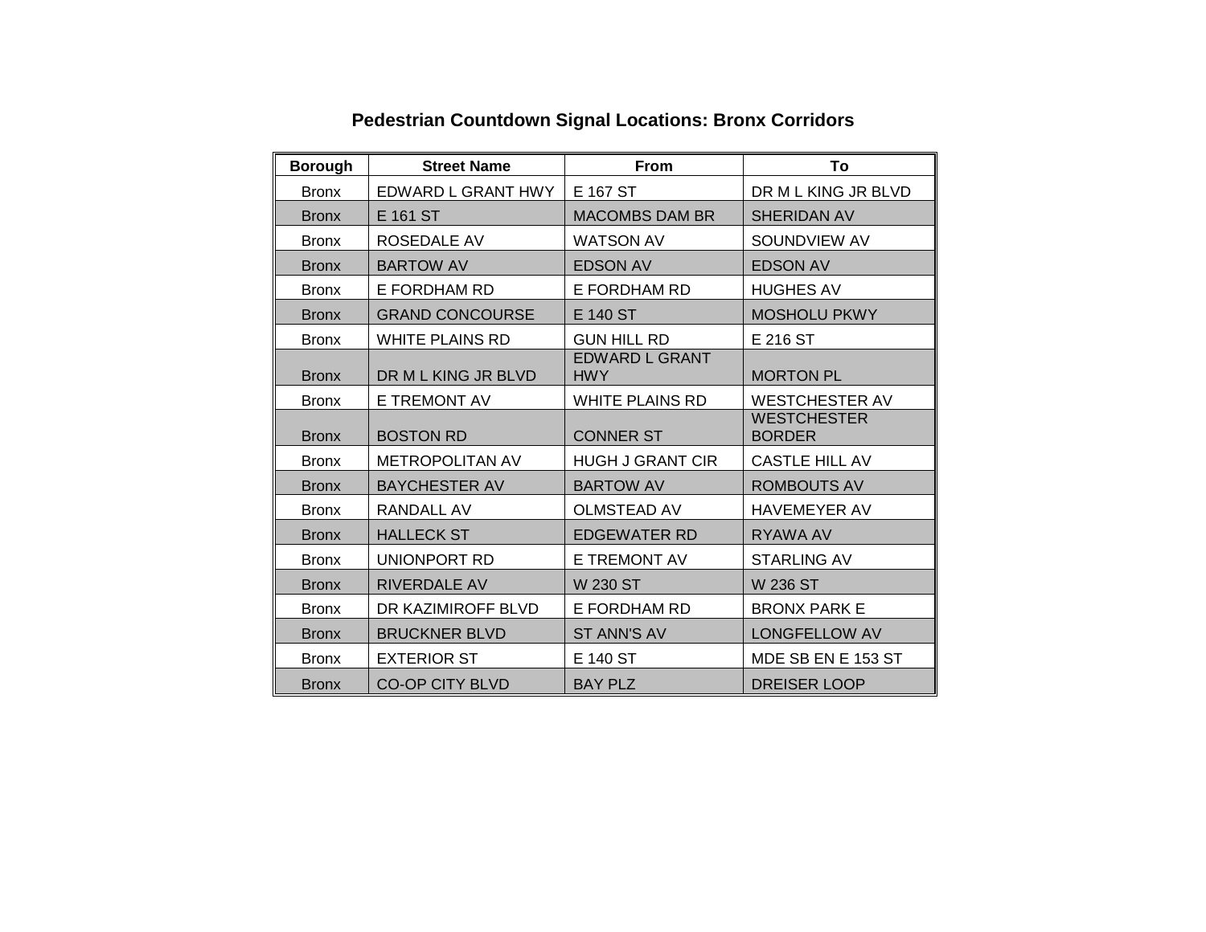# Pedestrian Countdown Signal Locations: Bronx Corridors

| Borough | Street Name | From | To |
|---|---|---|---|
| Bronx | EDWARD L GRANT HWY | E 167 ST | DR M L KING JR BLVD |
| Bronx | E 161 ST | MACOMBS DAM BR | SHERIDAN AV |
| Bronx | ROSEDALE AV | WATSON AV | SOUNDVIEW AV |
| Bronx | BARTOW AV | EDSON AV | EDSON AV |
| Bronx | E FORDHAM RD | E FORDHAM RD | HUGHES AV |
| Bronx | GRAND CONCOURSE | E 140 ST | MOSHOLU PKWY |
| Bronx | WHITE PLAINS RD | GUN HILL RD | E 216 ST |
| Bronx | DR M L KING JR BLVD | EDWARD L GRANT HWY | MORTON PL |
| Bronx | E TREMONT AV | WHITE PLAINS RD | WESTCHESTER AV |
| Bronx | BOSTON RD | CONNER ST | WESTCHESTER BORDER |
| Bronx | METROPOLITAN AV | HUGH J GRANT CIR | CASTLE HILL AV |
| Bronx | BAYCHESTER AV | BARTOW AV | ROMBOUTS AV |
| Bronx | RANDALL AV | OLMSTEAD AV | HAVEMEYER AV |
| Bronx | HALLECK ST | EDGEWATER RD | RYAWA AV |
| Bronx | UNIONPORT RD | E TREMONT AV | STARLING AV |
| Bronx | RIVERDALE AV | W 230 ST | W 236 ST |
| Bronx | DR KAZIMIROFF BLVD | E FORDHAM RD | BRONX PARK E |
| Bronx | BRUCKNER BLVD | ST ANN'S AV | LONGFELLOW AV |
| Bronx | EXTERIOR ST | E 140 ST | MDE SB EN E 153 ST |
| Bronx | CO-OP CITY BLVD | BAY PLZ | DREISER LOOP |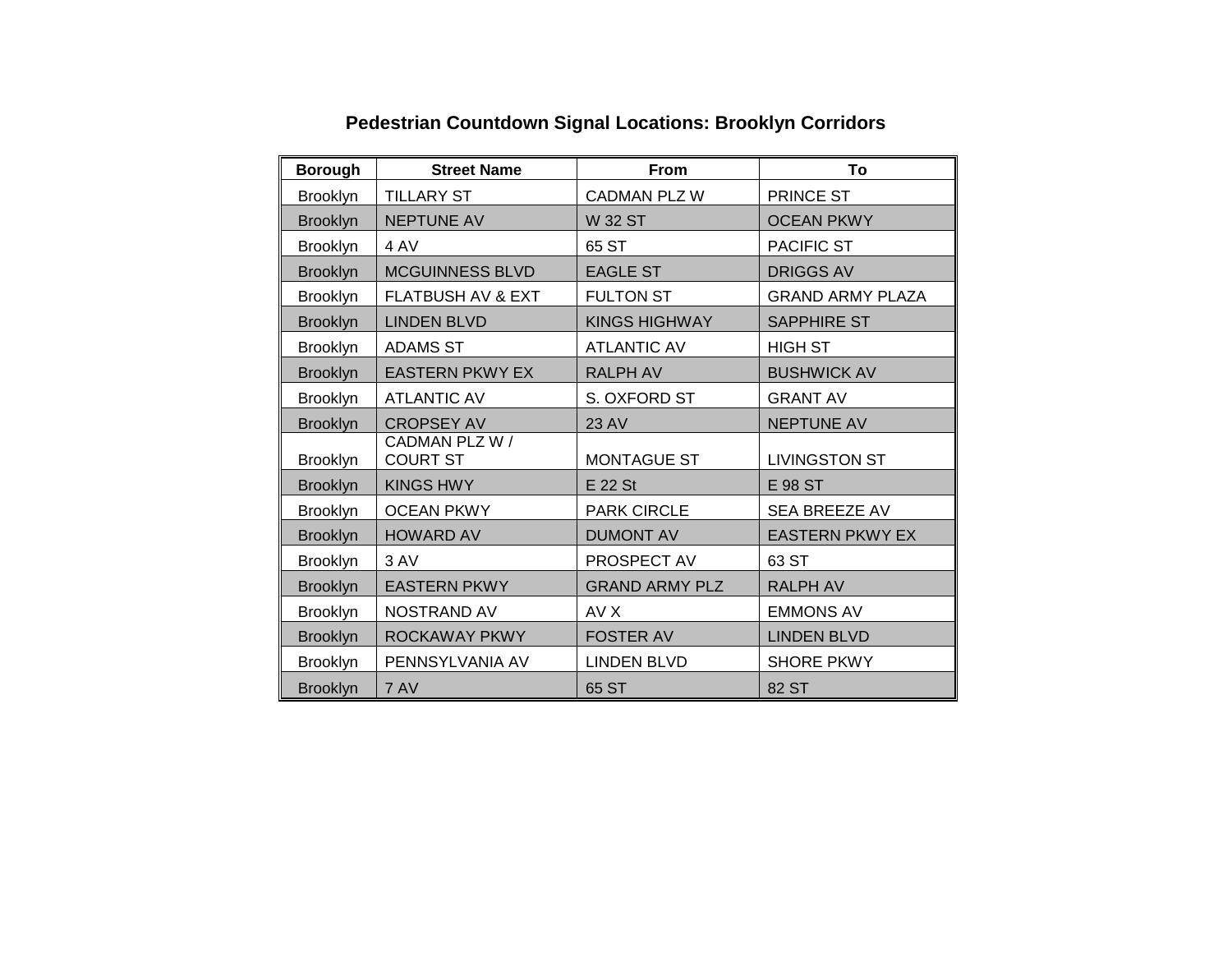# Pedestrian Countdown Signal Locations: Brooklyn Corridors

| Borough | Street Name | From | To |
|---|---|---|---|
| Brooklyn | TILLARY ST | CADMAN PLZ W | PRINCE ST |
| Brooklyn | NEPTUNE AV | W 32 ST | OCEAN PKWY |
| Brooklyn | 4 AV | 65 ST | PACIFIC ST |
| Brooklyn | MCGUINNESS BLVD | EAGLE ST | DRIGGS AV |
| Brooklyn | FLATBUSH AV & EXT | FULTON ST | GRAND ARMY PLAZA |
| Brooklyn | LINDEN BLVD | KINGS HIGHWAY | SAPPHIRE ST |
| Brooklyn | ADAMS ST | ATLANTIC AV | HIGH ST |
| Brooklyn | EASTERN PKWY EX | RALPH AV | BUSHWICK AV |
| Brooklyn | ATLANTIC AV | S. OXFORD ST | GRANT AV |
| Brooklyn | CROPSEY AV | 23 AV | NEPTUNE AV |
| Brooklyn | CADMAN PLZ W / COURT ST | MONTAGUE ST | LIVINGSTON ST |
| Brooklyn | KINGS HWY | E 22 St | E 98 ST |
| Brooklyn | OCEAN PKWY | PARK CIRCLE | SEA BREEZE AV |
| Brooklyn | HOWARD AV | DUMONT AV | EASTERN PKWY EX |
| Brooklyn | 3 AV | PROSPECT AV | 63 ST |
| Brooklyn | EASTERN PKWY | GRAND ARMY PLZ | RALPH AV |
| Brooklyn | NOSTRAND AV | AV X | EMMONS AV |
| Brooklyn | ROCKAWAY PKWY | FOSTER AV | LINDEN BLVD |
| Brooklyn | PENNSYLVANIA AV | LINDEN BLVD | SHORE PKWY |
| Brooklyn | 7 AV | 65 ST | 82 ST |